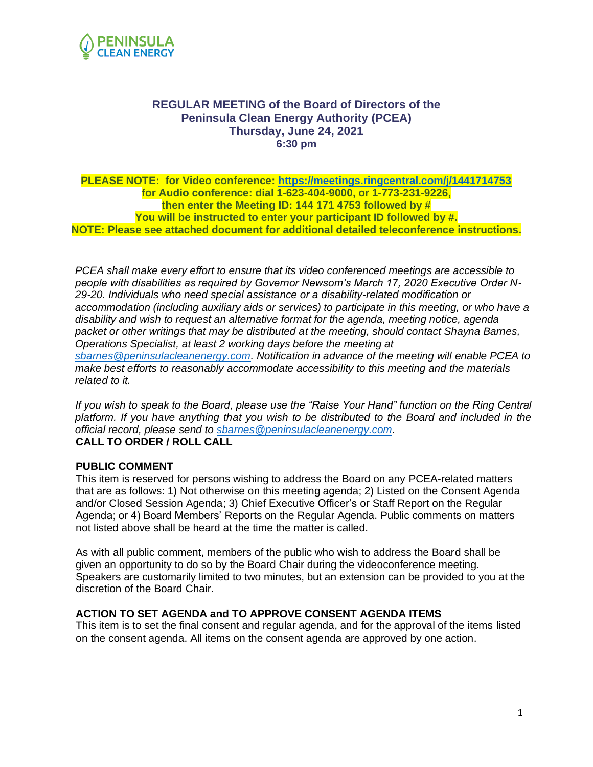PENINSULA CLEAN ENERGY

**REGULAR MEETING of the Board of Directors of the Peninsula Clean Energy Authority (PCEA)**
**Thursday, June 24, 2021**
**6:30 pm**

**PLEASE NOTE: for Video conference: https://meetings.ringcentral.com/j/1441714753**
**for Audio conference: dial 1-623-404-9000, or 1-773-231-9226,**
**then enter the Meeting ID: 144 171 4753 followed by #**
**You will be instructed to enter your participant ID followed by #.**
**NOTE: Please see attached document for additional detailed teleconference instructions.**

*PCEA shall make every effort to ensure that its video conferenced meetings are accessible to people with disabilities as required by Governor Newsom's March 17, 2020 Executive Order N-29-20. Individuals who need special assistance or a disability-related modification or accommodation (including auxiliary aids or services) to participate in this meeting, or who have a disability and wish to request an alternative format for the agenda, meeting notice, agenda packet or other writings that may be distributed at the meeting, should contact Shayna Barnes, Operations Specialist, at least 2 working days before the meeting at sbarnes@peninsulacleanenergy.com. Notification in advance of the meeting will enable PCEA to make best efforts to reasonably accommodate accessibility to this meeting and the materials related to it.*

*If you wish to speak to the Board, please use the "Raise Your Hand" function on the Ring Central platform. If you have anything that you wish to be distributed to the Board and included in the official record, please send to sbarnes@peninsulacleanenergy.com.*

**CALL TO ORDER / ROLL CALL**

**PUBLIC COMMENT**

This item is reserved for persons wishing to address the Board on any PCEA-related matters that are as follows: 1) Not otherwise on this meeting agenda; 2) Listed on the Consent Agenda and/or Closed Session Agenda; 3) Chief Executive Officer's or Staff Report on the Regular Agenda; or 4) Board Members' Reports on the Regular Agenda. Public comments on matters not listed above shall be heard at the time the matter is called.

As with all public comment, members of the public who wish to address the Board shall be given an opportunity to do so by the Board Chair during the videoconference meeting. Speakers are customarily limited to two minutes, but an extension can be provided to you at the discretion of the Board Chair.

**ACTION TO SET AGENDA and TO APPROVE CONSENT AGENDA ITEMS**

This item is to set the final consent and regular agenda, and for the approval of the items listed on the consent agenda. All items on the consent agenda are approved by one action.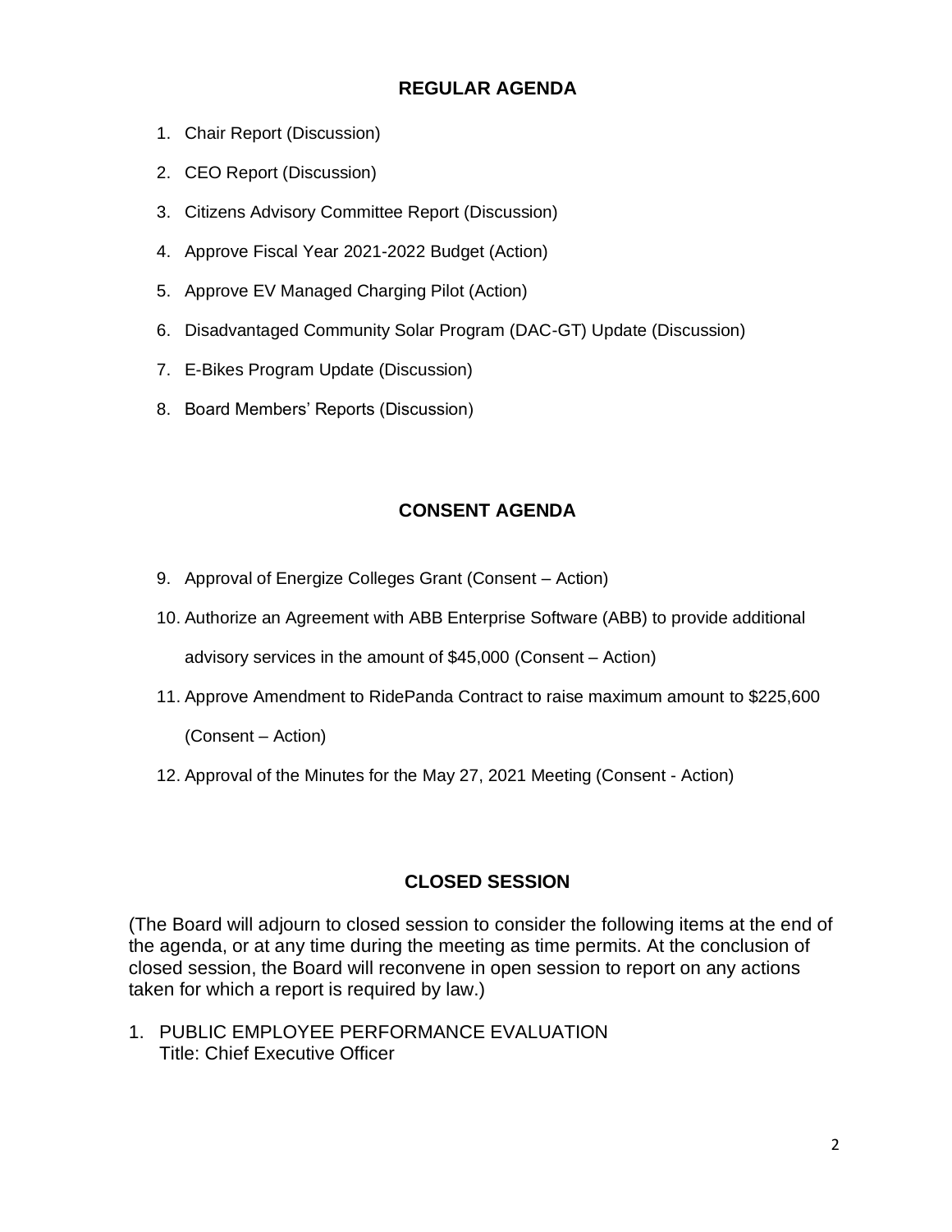## REGULAR AGENDA

1. Chair Report (Discussion)
2. CEO Report (Discussion)
3. Citizens Advisory Committee Report (Discussion)
4. Approve Fiscal Year 2021-2022 Budget (Action)
5. Approve EV Managed Charging Pilot (Action)
6. Disadvantaged Community Solar Program (DAC-GT) Update (Discussion)
7. E-Bikes Program Update (Discussion)
8. Board Members' Reports (Discussion)

## CONSENT AGENDA

9. Approval of Energize Colleges Grant (Consent – Action)
10. Authorize an Agreement with ABB Enterprise Software (ABB) to provide additional advisory services in the amount of $45,000 (Consent – Action)
11. Approve Amendment to RidePanda Contract to raise maximum amount to $225,600 (Consent – Action)
12. Approval of the Minutes for the May 27, 2021 Meeting (Consent - Action)

## CLOSED SESSION

(The Board will adjourn to closed session to consider the following items at the end of the agenda, or at any time during the meeting as time permits. At the conclusion of closed session, the Board will reconvene in open session to report on any actions taken for which a report is required by law.)

1. PUBLIC EMPLOYEE PERFORMANCE EVALUATION
   Title: Chief Executive Officer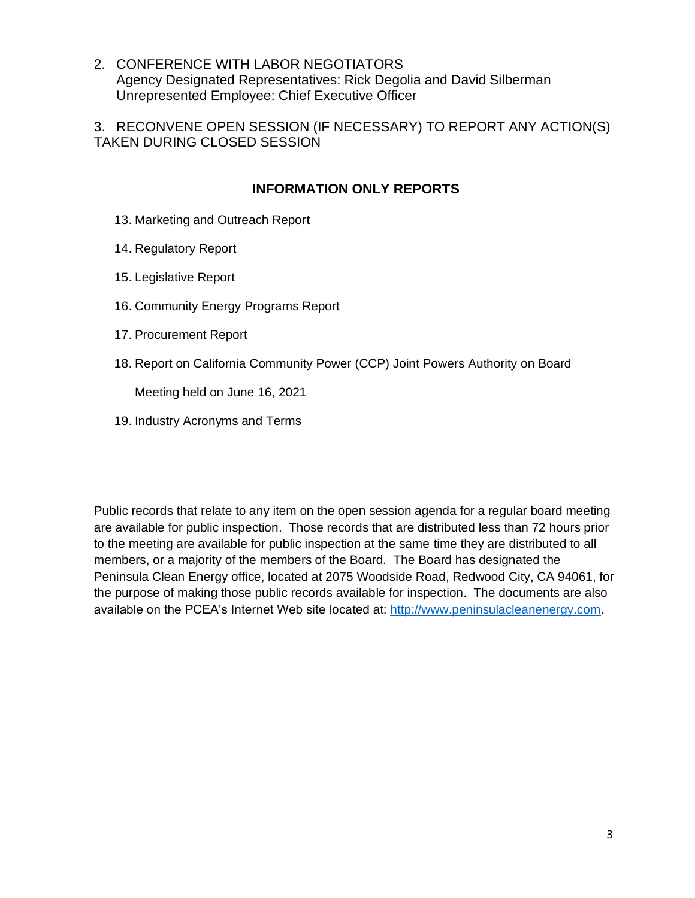2. CONFERENCE WITH LABOR NEGOTIATORS
   Agency Designated Representatives: Rick Degolia and David Silberman
   Unrepresented Employee: Chief Executive Officer

3. RECONVENE OPEN SESSION (IF NECESSARY) TO REPORT ANY ACTION(S) TAKEN DURING CLOSED SESSION

## INFORMATION ONLY REPORTS

13. Marketing and Outreach Report
14. Regulatory Report
15. Legislative Report
16. Community Energy Programs Report
17. Procurement Report
18. Report on California Community Power (CCP) Joint Powers Authority on Board Meeting held on June 16, 2021
19. Industry Acronyms and Terms

Public records that relate to any item on the open session agenda for a regular board meeting are available for public inspection. Those records that are distributed less than 72 hours prior to the meeting are available for public inspection at the same time they are distributed to all members, or a majority of the members of the Board. The Board has designated the Peninsula Clean Energy office, located at 2075 Woodside Road, Redwood City, CA 94061, for the purpose of making those public records available for inspection. The documents are also available on the PCEA's Internet Web site located at: http://www.peninsulacleanenergy.com.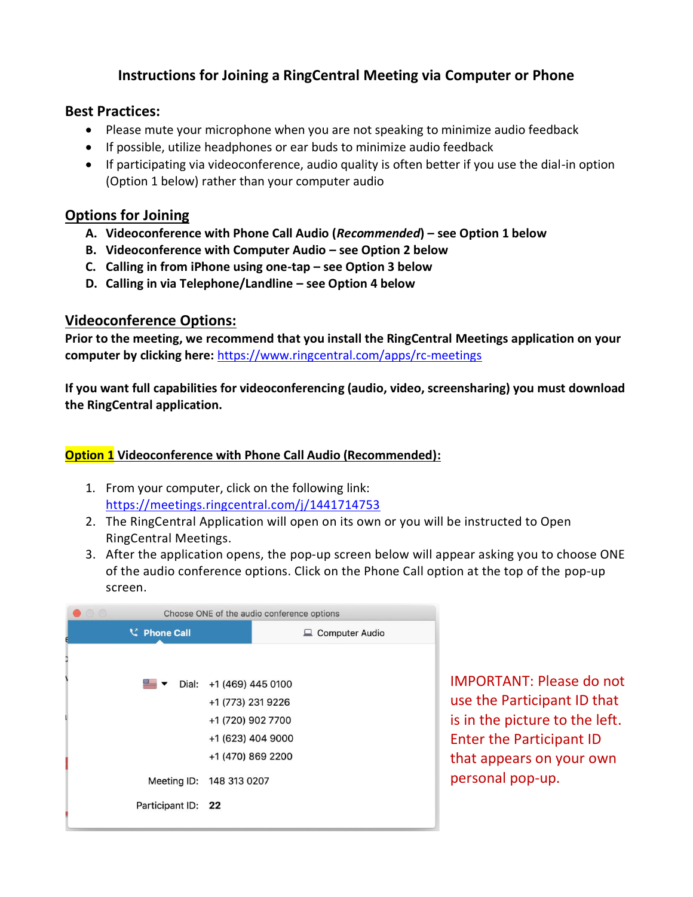# Instructions for Joining a RingCentral Meeting via Computer or Phone

## Best Practices:

- Please mute your microphone when you are not speaking to minimize audio feedback
- If possible, utilize headphones or ear buds to minimize audio feedback
- If participating via videoconference, audio quality is often better if you use the dial-in option (Option 1 below) rather than your computer audio

## Options for Joining

A. **Videoconference with Phone Call Audio (*Recommended*) – see Option 1 below**
B. **Videoconference with Computer Audio – see Option 2 below**
C. **Calling in from iPhone using one-tap – see Option 3 below**
D. **Calling in via Telephone/Landline – see Option 4 below**

## Videoconference Options:

**Prior to the meeting, we recommend that you install the RingCentral Meetings application on your computer by clicking here:** https://www.ringcentral.com/apps/rc-meetings

**If you want full capabilities for videoconferencing (audio, video, screensharing) you must download the RingCentral application.**

### Option 1 Videoconference with Phone Call Audio (Recommended):

1. From your computer, click on the following link: https://meetings.ringcentral.com/j/1441714753
2. The RingCentral Application will open on its own or you will be instructed to Open RingCentral Meetings.
3. After the application opens, the pop-up screen below will appear asking you to choose ONE of the audio conference options. Click on the Phone Call option at the top of the pop-up screen.

Choose ONE of the audio conference options

Phone Call | Computer Audio

Dial: +1 (469) 445 0100
+1 (773) 231 9226
+1 (720) 902 7700
+1 (623) 404 9000
+1 (470) 869 2200

Meeting ID: 148 313 0207

Participant ID: 22

IMPORTANT: Please do not use the Participant ID that is in the picture to the left. Enter the Participant ID that appears on your own personal pop-up.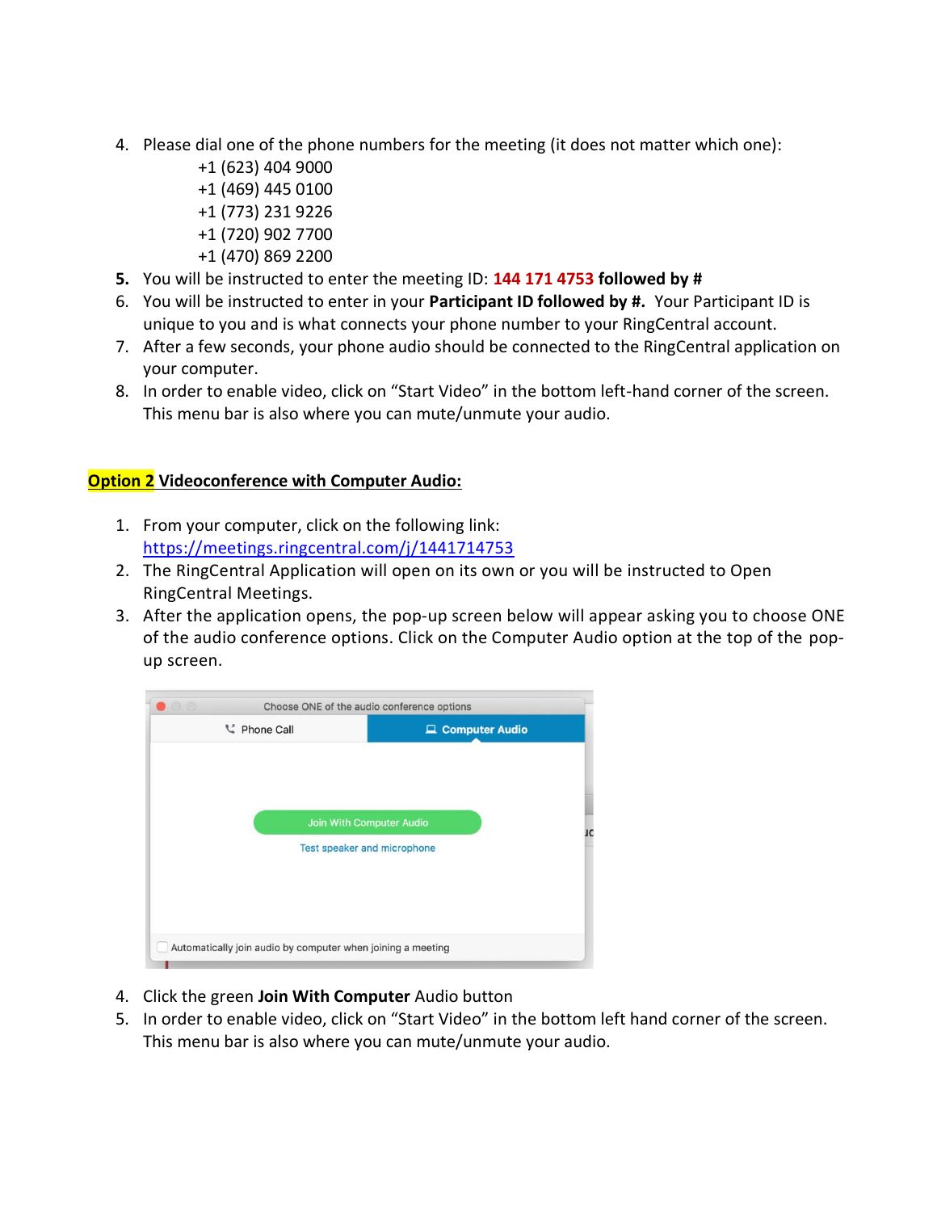4. Please dial one of the phone numbers for the meeting (it does not matter which one):
   +1 (623) 404 9000
   +1 (469) 445 0100
   +1 (773) 231 9226
   +1 (720) 902 7700
   +1 (470) 869 2200
5. You will be instructed to enter the meeting ID: **144 171 4753 followed by #**
6. You will be instructed to enter in your **Participant ID followed by #.** Your Participant ID is unique to you and is what connects your phone number to your RingCentral account.
7. After a few seconds, your phone audio should be connected to the RingCentral application on your computer.
8. In order to enable video, click on "Start Video" in the bottom left-hand corner of the screen. This menu bar is also where you can mute/unmute your audio.

**Option 2 Videoconference with Computer Audio:**

1. From your computer, click on the following link: https://meetings.ringcentral.com/j/1441714753
2. The RingCentral Application will open on its own or you will be instructed to Open RingCentral Meetings.
3. After the application opens, the pop-up screen below will appear asking you to choose ONE of the audio conference options. Click on the Computer Audio option at the top of the pop-up screen.

4. Click the green **Join With Computer** Audio button
5. In order to enable video, click on "Start Video" in the bottom left hand corner of the screen. This menu bar is also where you can mute/unmute your audio.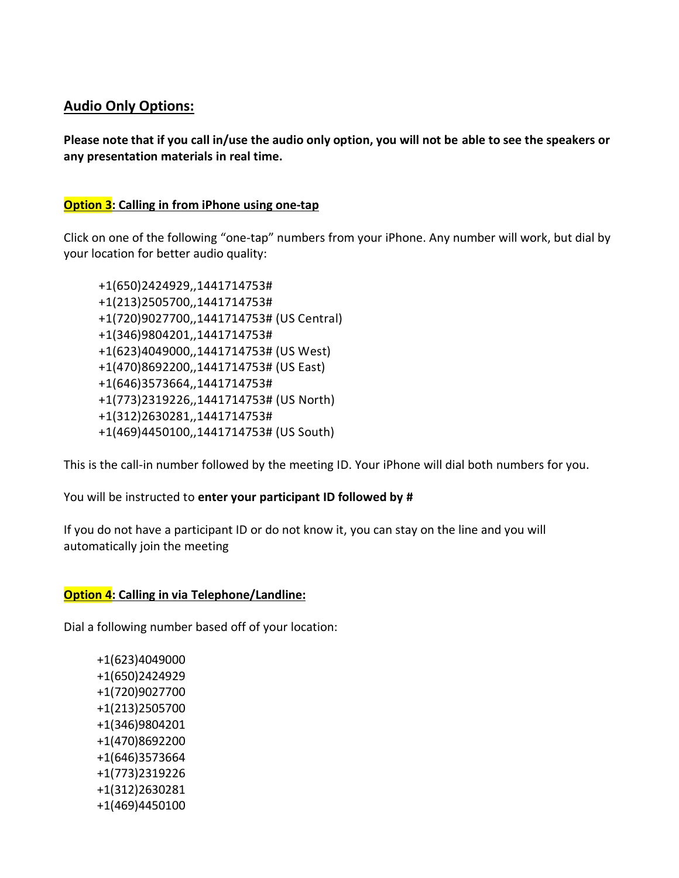## Audio Only Options:

**Please note that if you call in/use the audio only option, you will not be able to see the speakers or any presentation materials in real time.**

### **Option 3: Calling in from iPhone using one-tap**

Click on one of the following "one-tap" numbers from your iPhone. Any number will work, but dial by your location for better audio quality:

+1(650)2424929,,1441714753#
+1(213)2505700,,1441714753#
+1(720)9027700,,1441714753# (US Central)
+1(346)9804201,,1441714753#
+1(623)4049000,,1441714753# (US West)
+1(470)8692200,,1441714753# (US East)
+1(646)3573664,,1441714753#
+1(773)2319226,,1441714753# (US North)
+1(312)2630281,,1441714753#
+1(469)4450100,,1441714753# (US South)

This is the call-in number followed by the meeting ID. Your iPhone will dial both numbers for you.

You will be instructed to **enter your participant ID followed by #**

If you do not have a participant ID or do not know it, you can stay on the line and you will automatically join the meeting

### **Option 4: Calling in via Telephone/Landline:**

Dial a following number based off of your location:

+1(623)4049000
+1(650)2424929
+1(720)9027700
+1(213)2505700
+1(346)9804201
+1(470)8692200
+1(646)3573664
+1(773)2319226
+1(312)2630281
+1(469)4450100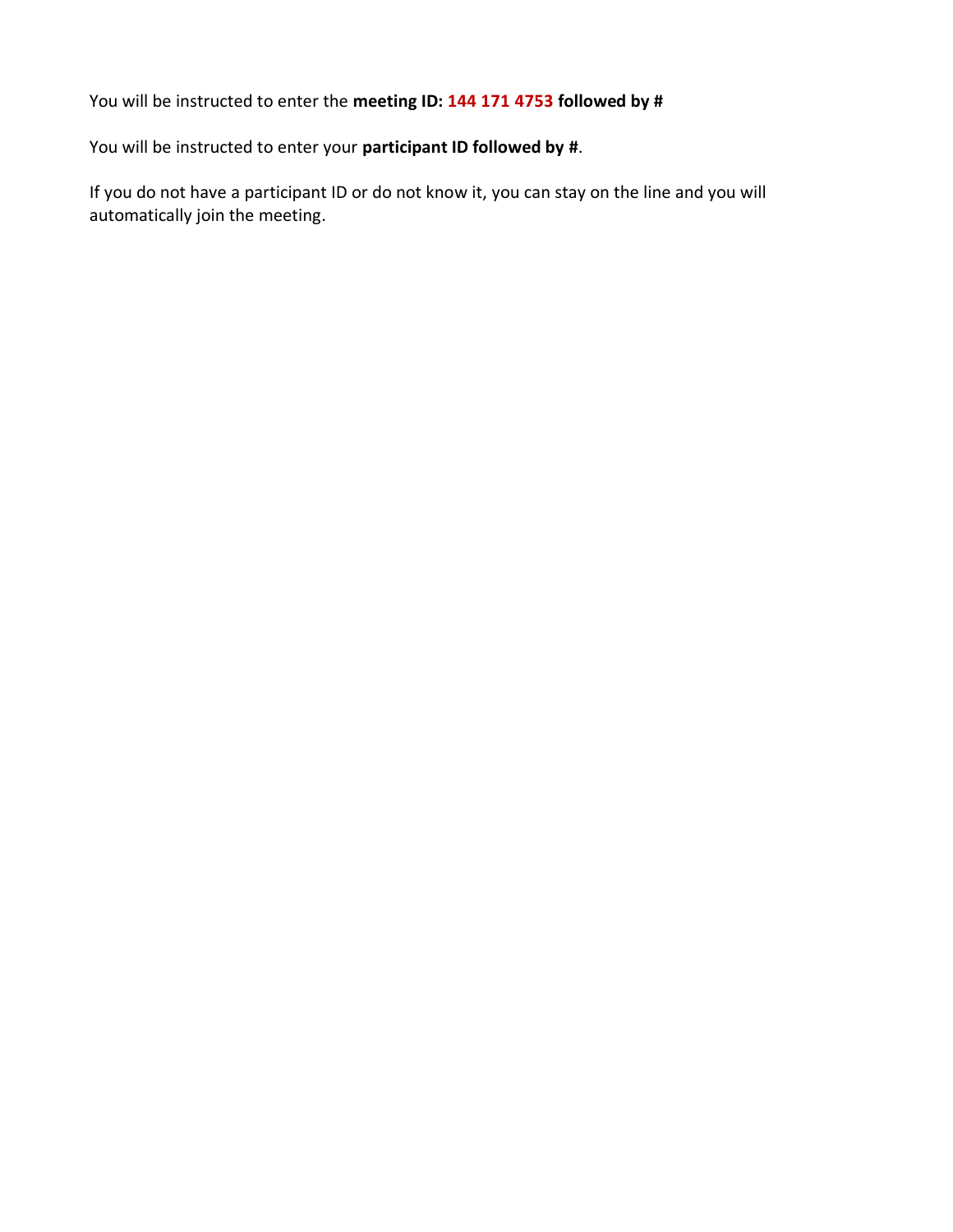You will be instructed to enter the **meeting ID: 144 171 4753 followed by #**

You will be instructed to enter your **participant ID followed by #**.

If you do not have a participant ID or do not know it, you can stay on the line and you will automatically join the meeting.